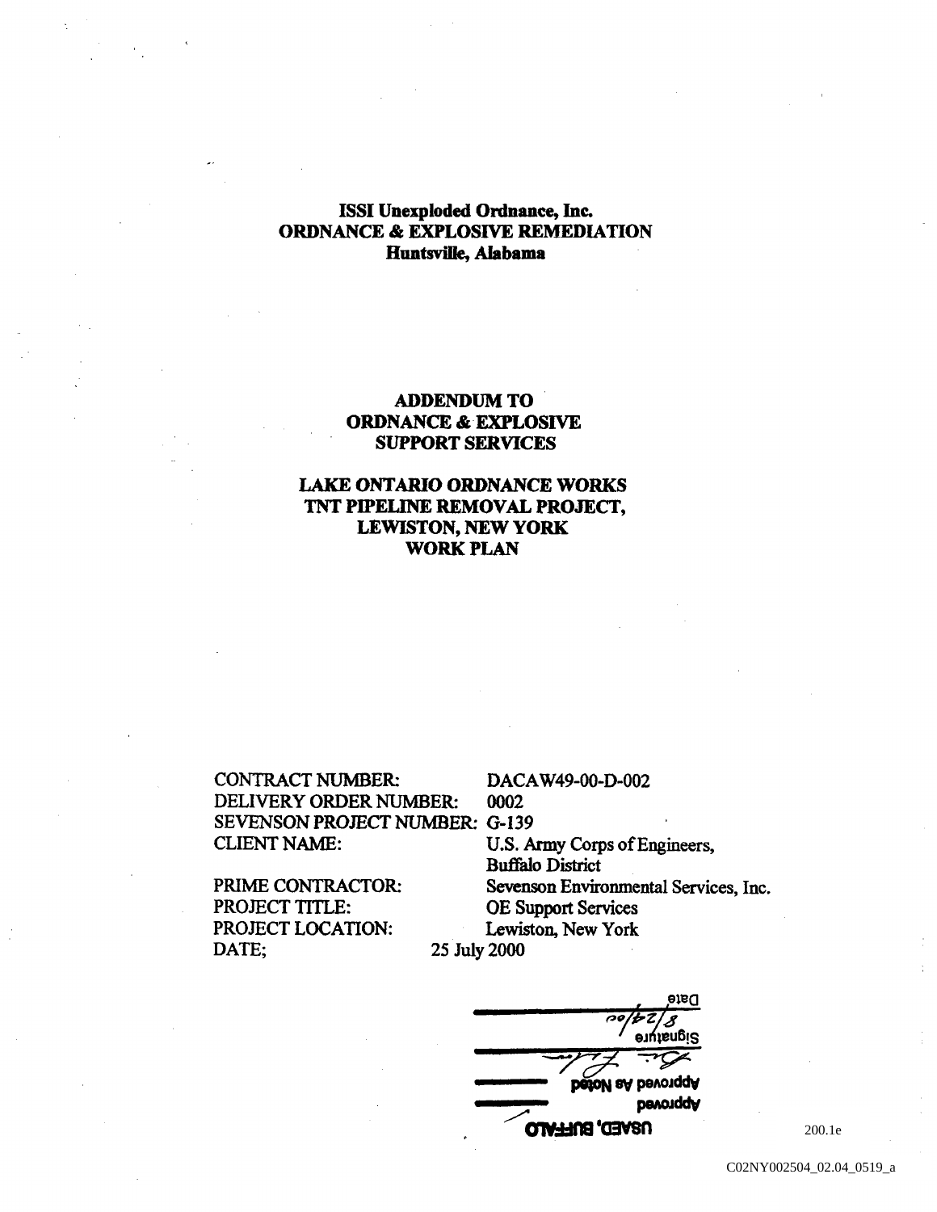**ISSI Unexploded Ordnance, Inc.**
**ORDNANCE & EXPLOSIVE REMEDIATION**
**Huntsville, Alabama**

# ADDENDUM TO ORDNANCE & EXPLOSIVE SUPPORT SERVICES

# LAKE ONTARIO ORDNANCE WORKS TNT PIPELINE REMOVAL PROJECT, LEWISTON, NEW YORK WORK PLAN

| | |
|---|---|
| CONTRACT NUMBER: | DACAW49-00-D-002 |
| DELIVERY ORDER NUMBER: | 0002 |
| SEVENSON PROJECT NUMBER: | G-139 |
| CLIENT NAME: | U.S. Army Corps of Engineers, Buffalo District |
| PRIME CONTRACTOR: | Sevenson Environmental Services, Inc. |
| PROJECT TITLE: | OE Support Services |
| PROJECT LOCATION: | Lewiston, New York |
| DATE; | 25 July 2000 |

USAED, BUFFALO
Approved
Approved As Noted
Signature
8/24/00
Date

200.1e

C02NY002504_02.04_0519_a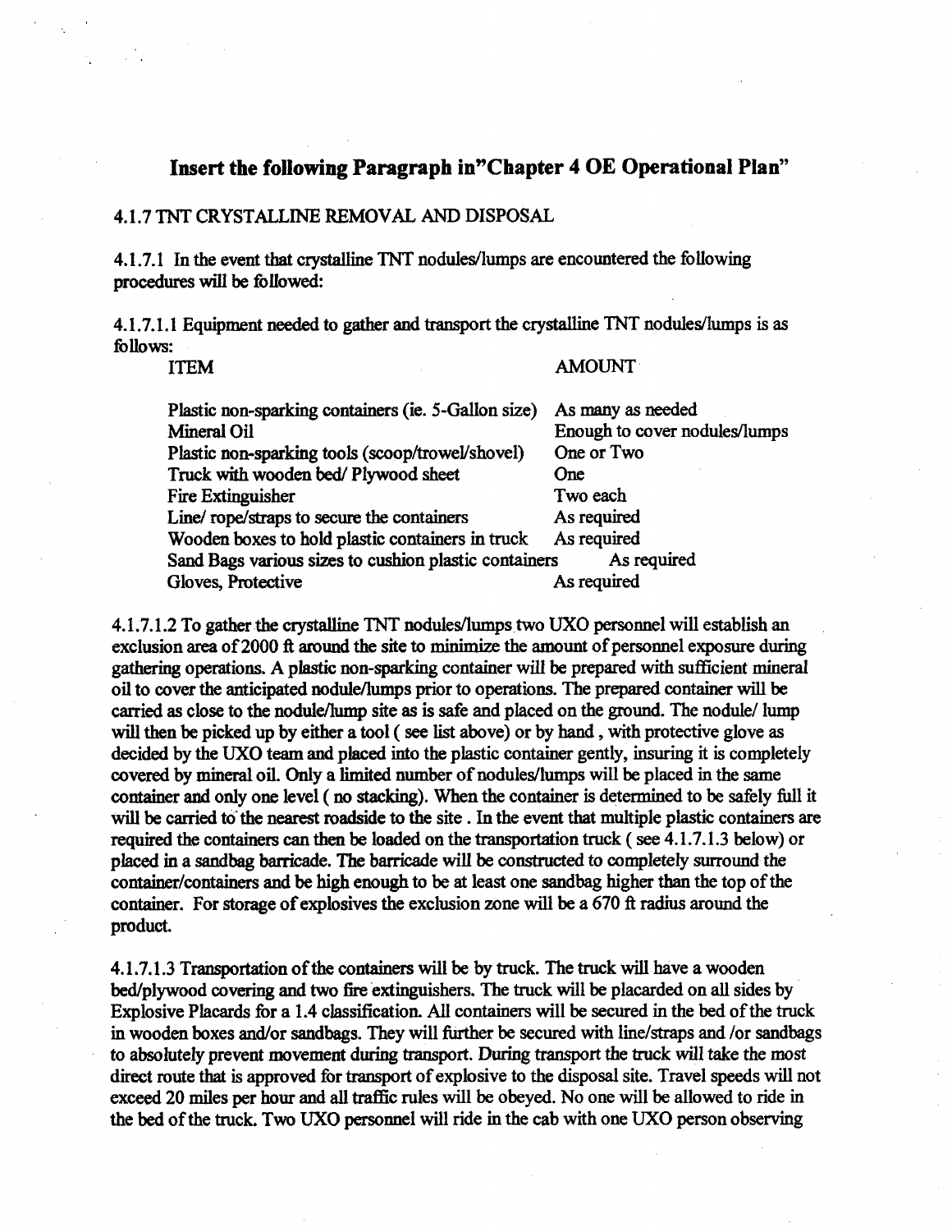## Insert the following Paragraph in"Chapter 4 OE Operational Plan"

4.1.7 TNT CRYSTALLINE REMOVAL AND DISPOSAL

4.1.7.1 In the event that crystalline TNT nodules/lumps are encountered the following procedures will be followed:

4.1.7.1.1 Equipment needed to gather and transport the crystalline TNT nodules/lumps is as follows:

| ITEM | AMOUNT |
|---|---|
| Plastic non-sparking containers (ie. 5-Gallon size) | As many as needed |
| Mineral Oil | Enough to cover nodules/lumps |
| Plastic non-sparking tools (scoop/trowel/shovel) | One or Two |
| Truck with wooden bed/ Plywood sheet | One |
| Fire Extinguisher | Two each |
| Line/ rope/straps to secure the containers | As required |
| Wooden boxes to hold plastic containers in truck | As required |
| Sand Bags various sizes to cushion plastic containers | As required |
| Gloves, Protective | As required |

4.1.7.1.2 To gather the crystalline TNT nodules/lumps two UXO personnel will establish an exclusion area of 2000 ft around the site to minimize the amount of personnel exposure during gathering operations. A plastic non-sparking container will be prepared with sufficient mineral oil to cover the anticipated nodule/lumps prior to operations. The prepared container will be carried as close to the nodule/lump site as is safe and placed on the ground. The nodule/ lump will then be picked up by either a tool ( see list above) or by hand , with protective glove as decided by the UXO team and placed into the plastic container gently, insuring it is completely covered by mineral oil. Only a limited number of nodules/lumps will be placed in the same container and only one level ( no stacking). When the container is determined to be safely full it will be carried to the nearest roadside to the site . In the event that multiple plastic containers are required the containers can then be loaded on the transportation truck ( see 4.1.7.1.3 below) or placed in a sandbag barricade. The barricade will be constructed to completely surround the container/containers and be high enough to be at least one sandbag higher than the top of the container. For storage of explosives the exclusion zone will be a 670 ft radius around the product.

4.1.7.1.3 Transportation of the containers will be by truck. The truck will have a wooden bed/plywood covering and two fire extinguishers. The truck will be placarded on all sides by Explosive Placards for a 1.4 classification. All containers will be secured in the bed of the truck in wooden boxes and/or sandbags. They will further be secured with line/straps and /or sandbags to absolutely prevent movement during transport. During transport the truck will take the most direct route that is approved for transport of explosive to the disposal site. Travel speeds will not exceed 20 miles per hour and all traffic rules will be obeyed. No one will be allowed to ride in the bed of the truck. Two UXO personnel will ride in the cab with one UXO person observing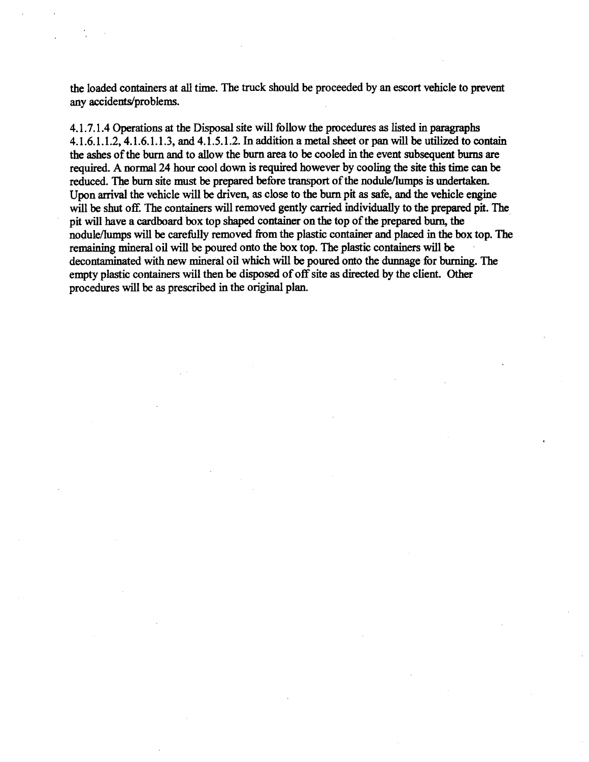the loaded containers at all time. The truck should be proceeded by an escort vehicle to prevent any accidents/problems.

4.1.7.1.4 Operations at the Disposal site will follow the procedures as listed in paragraphs 4.1.6.1.1.2, 4.1.6.1.1.3, and 4.1.5.1.2. In addition a metal sheet or pan will be utilized to contain the ashes of the burn and to allow the burn area to be cooled in the event subsequent burns are required. A normal 24 hour cool down is required however by cooling the site this time can be reduced. The burn site must be prepared before transport of the nodule/lumps is undertaken. Upon arrival the vehicle will be driven, as close to the burn pit as safe, and the vehicle engine will be shut off. The containers will removed gently carried individually to the prepared pit. The pit will have a cardboard box top shaped container on the top of the prepared burn, the nodule/lumps will be carefully removed from the plastic container and placed in the box top. The remaining mineral oil will be poured onto the box top. The plastic containers will be decontaminated with new mineral oil which will be poured onto the dunnage for burning. The empty plastic containers will then be disposed of off site as directed by the client. Other procedures will be as prescribed in the original plan.